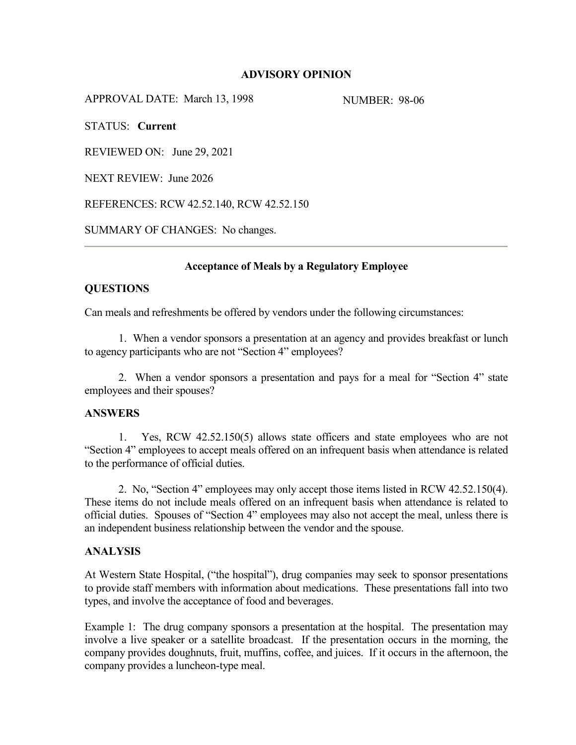# ADVISORY OPINION

APPROVAL DATE: March 13, 1998 NUMBER: 98-06

STATUS: **Current**

REVIEWED ON: June 29, 2021

NEXT REVIEW: June 2026

REFERENCES: RCW 42.52.140, RCW 42.52.150

SUMMARY OF CHANGES: No changes.

---

## Acceptance of Meals by a Regulatory Employee

### QUESTIONS

Can meals and refreshments be offered by vendors under the following circumstances:

1. When a vendor sponsors a presentation at an agency and provides breakfast or lunch to agency participants who are not "Section 4" employees?

2. When a vendor sponsors a presentation and pays for a meal for "Section 4" state employees and their spouses?

### ANSWERS

1. Yes, RCW 42.52.150(5) allows state officers and state employees who are not "Section 4" employees to accept meals offered on an infrequent basis when attendance is related to the performance of official duties.

2. No, "Section 4" employees may only accept those items listed in RCW 42.52.150(4). These items do not include meals offered on an infrequent basis when attendance is related to official duties. Spouses of "Section 4" employees may also not accept the meal, unless there is an independent business relationship between the vendor and the spouse.

### ANALYSIS

At Western State Hospital, ("the hospital"), drug companies may seek to sponsor presentations to provide staff members with information about medications. These presentations fall into two types, and involve the acceptance of food and beverages.

Example 1: The drug company sponsors a presentation at the hospital. The presentation may involve a live speaker or a satellite broadcast. If the presentation occurs in the morning, the company provides doughnuts, fruit, muffins, coffee, and juices. If it occurs in the afternoon, the company provides a luncheon-type meal.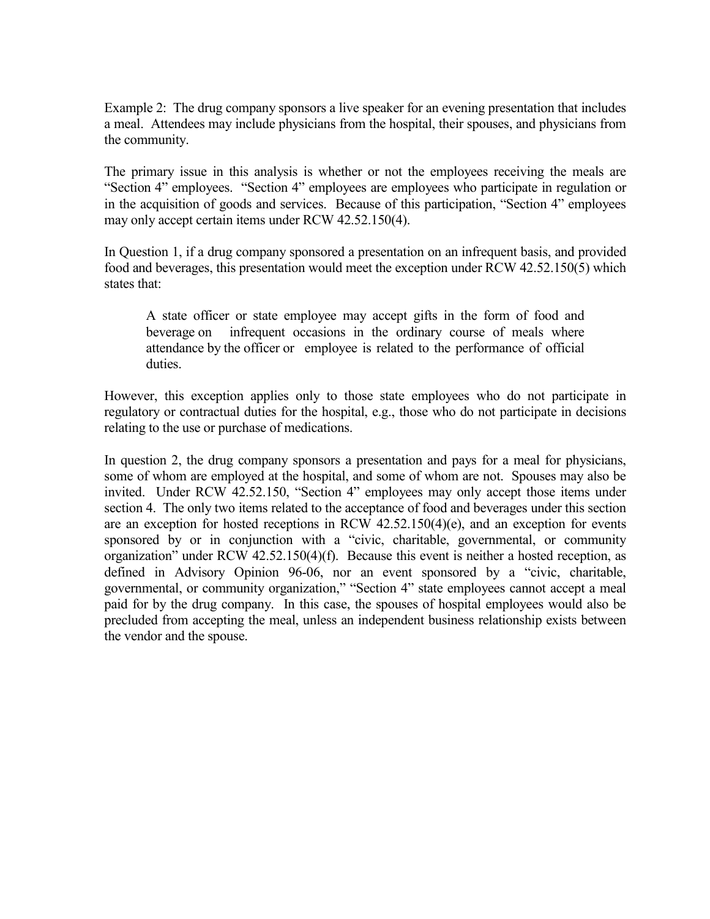Example 2: The drug company sponsors a live speaker for an evening presentation that includes a meal. Attendees may include physicians from the hospital, their spouses, and physicians from the community.

The primary issue in this analysis is whether or not the employees receiving the meals are "Section 4" employees. "Section 4" employees are employees who participate in regulation or in the acquisition of goods and services. Because of this participation, "Section 4" employees may only accept certain items under RCW 42.52.150(4).

In Question 1, if a drug company sponsored a presentation on an infrequent basis, and provided food and beverages, this presentation would meet the exception under RCW 42.52.150(5) which states that:

> A state officer or state employee may accept gifts in the form of food and beverage on infrequent occasions in the ordinary course of meals where attendance by the officer or employee is related to the performance of official duties.

However, this exception applies only to those state employees who do not participate in regulatory or contractual duties for the hospital, e.g., those who do not participate in decisions relating to the use or purchase of medications.

In question 2, the drug company sponsors a presentation and pays for a meal for physicians, some of whom are employed at the hospital, and some of whom are not. Spouses may also be invited. Under RCW 42.52.150, "Section 4" employees may only accept those items under section 4. The only two items related to the acceptance of food and beverages under this section are an exception for hosted receptions in RCW 42.52.150(4)(e), and an exception for events sponsored by or in conjunction with a "civic, charitable, governmental, or community organization" under RCW 42.52.150(4)(f). Because this event is neither a hosted reception, as defined in Advisory Opinion 96-06, nor an event sponsored by a "civic, charitable, governmental, or community organization," "Section 4" state employees cannot accept a meal paid for by the drug company. In this case, the spouses of hospital employees would also be precluded from accepting the meal, unless an independent business relationship exists between the vendor and the spouse.